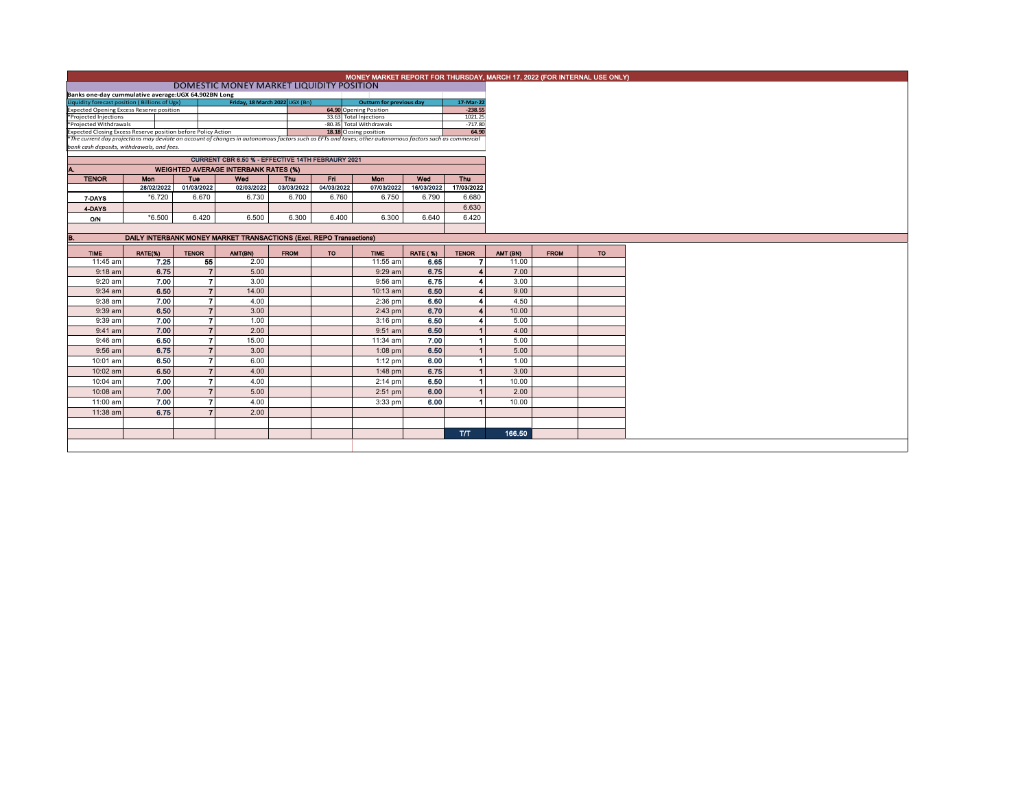# MONEY MARKET REPORT FOR THURSDAY, MARCH 17, 2022 (FOR INTERNAL USE ONLY)

## DOMESTIC MONEY MARKET LIQUIDITY POSITION

**Banks one-day cummulative average:UGX 64.902BN Long**

| Liquidity forecast position ( Billions of Ugx) | Friday, 18 March 2022 UGX (Bn) | Outturn for previous day | 17-Mar-22 |
|---|---|---|---|
| Expected Opening Excess Reserve position | 64.90 | Opening Position | -238.55 |
| *Projected Injections | 33.63 | Total Injections | 1021.25 |
| *Projected Withdrawals | -80.35 | Total Withdrawals | -717.80 |
| Expected Closing Excess Reserve position before Policy Action | 18.18 | Closing position | 64.90 |

*The current day projections may deviate on account of changes in autonomous factors such as EFTs and taxes; other autonomous factors such as commercial bank cash deposits, withdrawals, and fees.

**CURRENT CBR 6.50 % - EFFECTIVE 14TH FEBRAURY 2021**

### A. WEIGHTED AVERAGE INTERBANK RATES (%)

| TENOR | Mon 28/02/2022 | Tue 01/03/2022 | Wed 02/03/2022 | Thu 03/03/2022 | Fri 04/03/2022 | Mon 07/03/2022 | Wed 16/03/2022 | Thu 17/03/2022 |
|---|---|---|---|---|---|---|---|---|
| 7-DAYS | *6.720 | 6.670 | 6.730 | 6.700 | 6.760 | 6.750 | 6.790 | 6.680 |
| 4-DAYS | | | | | | | | 6.630 |
| O/N | *6.500 | 6.420 | 6.500 | 6.300 | 6.400 | 6.300 | 6.640 | 6.420 |

### B. DAILY INTERBANK MONEY MARKET TRANSACTIONS (Excl. REPO Transactions)

| TIME | RATE(%) | TENOR | AMT(BN) | FROM | TO | TIME | RATE (%) | TENOR | AMT (BN) | FROM | TO |
|---|---|---|---|---|---|---|---|---|---|---|---|
| 11:45 am | 7.25 | 55 | 2.00 | | | 11:55 am | 6.65 | 7 | 11.00 | | |
| 9:18 am | 6.75 | 7 | 5.00 | | | 9:29 am | 6.75 | 4 | 7.00 | | |
| 9:20 am | 7.00 | 7 | 3.00 | | | 9:56 am | 6.75 | 4 | 3.00 | | |
| 9:34 am | 6.50 | 7 | 14.00 | | | 10:13 am | 6.50 | 4 | 9.00 | | |
| 9:38 am | 7.00 | 7 | 4.00 | | | 2:36 pm | 6.60 | 4 | 4.50 | | |
| 9:39 am | 6.50 | 7 | 3.00 | | | 2:43 pm | 6.70 | 4 | 10.00 | | |
| 9:39 am | 7.00 | 7 | 1.00 | | | 3:16 pm | 6.50 | 4 | 5.00 | | |
| 9:41 am | 7.00 | 7 | 2.00 | | | 9:51 am | 6.50 | 1 | 4.00 | | |
| 9:46 am | 6.50 | 7 | 15.00 | | | 11:34 am | 7.00 | 1 | 5.00 | | |
| 9:56 am | 6.75 | 7 | 3.00 | | | 1:08 pm | 6.50 | 1 | 5.00 | | |
| 10:01 am | 6.50 | 7 | 6.00 | | | 1:12 pm | 6.00 | 1 | 1.00 | | |
| 10:02 am | 6.50 | 7 | 4.00 | | | 1:48 pm | 6.75 | 1 | 3.00 | | |
| 10:04 am | 7.00 | 7 | 4.00 | | | 2:14 pm | 6.50 | 1 | 10.00 | | |
| 10:08 am | 7.00 | 7 | 5.00 | | | 2:51 pm | 6.00 | 1 | 2.00 | | |
| 11:00 am | 7.00 | 7 | 4.00 | | | 3:33 pm | 6.00 | 1 | 10.00 | | |
| 11:38 am | 6.75 | 7 | 2.00 | | | | | | | | |
| | | | | | | | | T/T | 166.50 | | |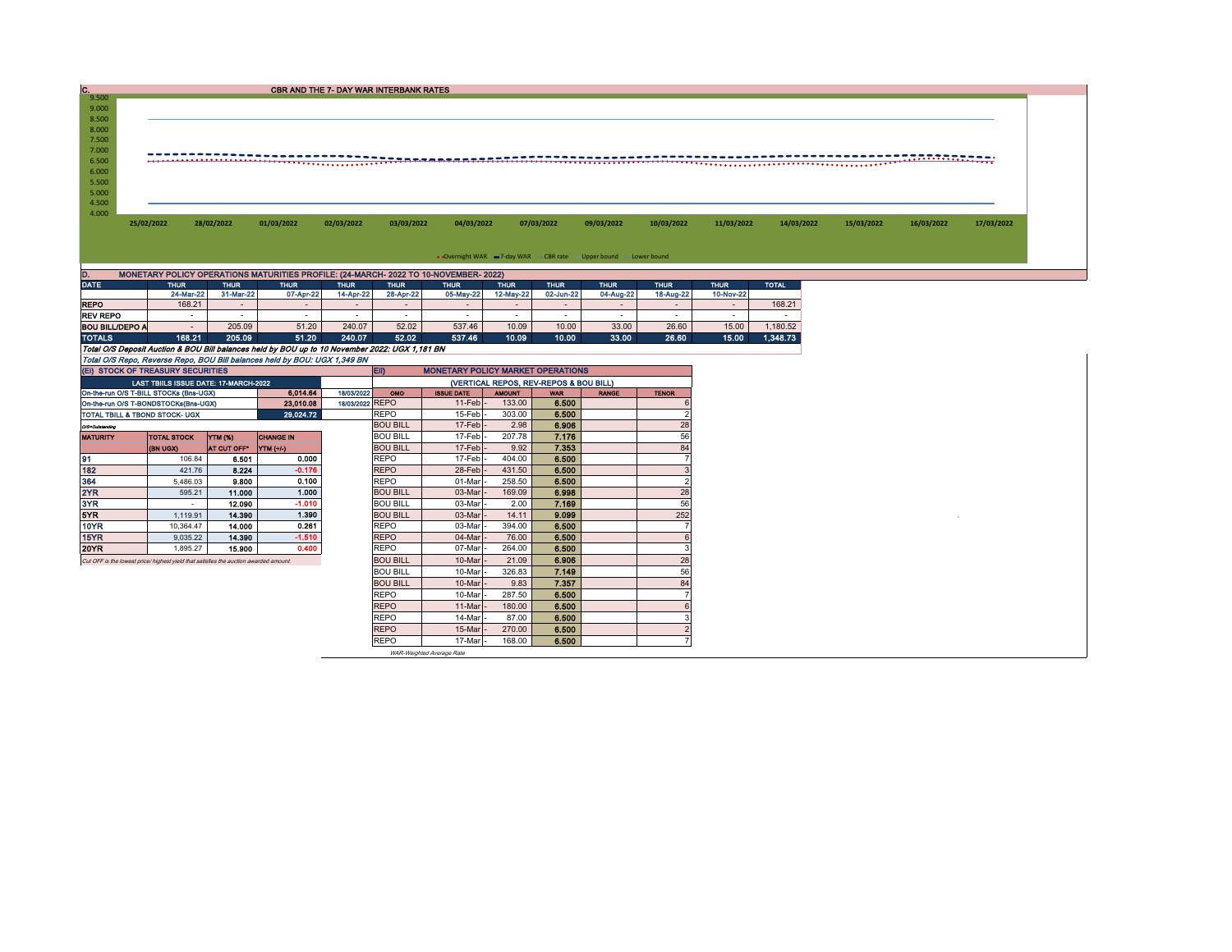## C. CBR AND THE 7- DAY WAR INTERBANK RATES

9.500
9.000
8.500
8.000
7.500
7.000
6.500
6.000
5.500
5.000
4.500
4.000

25/02/2022 28/02/2022 01/03/2022 02/03/2022 03/03/2022 04/03/2022 07/03/2022 09/03/2022 10/03/2022 11/03/2022 14/03/2022 15/03/2022 16/03/2022 17/03/2022

Overnight WAR — 7-day WAR — CBR rate — Upper bound — Lower bound

## D. MONETARY POLICY OPERATIONS MATURITIES PROFILE: (24-MARCH- 2022 TO 10-NOVEMBER- 2022)

| DATE | THUR | THUR | THUR | THUR | THUR | THUR | THUR | THUR | THUR | THUR | THUR | TOTAL |
|---|---|---|---|---|---|---|---|---|---|---|---|---|
| | 24-Mar-22 | 31-Mar-22 | 07-Apr-22 | 14-Apr-22 | 28-Apr-22 | 05-May-22 | 12-May-22 | 02-Jun-22 | 04-Aug-22 | 18-Aug-22 | 10-Nov-22 | |
| REPO | 168.21 | - | - | - | - | - | - | - | - | - | - | 168.21 |
| REV REPO | - | - | - | - | - | - | - | - | - | - | - | - |
| BOU BILL/DEPO A | - | 205.09 | 51.20 | 240.07 | 52.02 | 537.46 | 10.09 | 10.00 | 33.00 | 26.60 | 15.00 | 1,180.52 |
| **TOTALS** | **168.21** | **205.09** | **51.20** | **240.07** | **52.02** | **537.46** | **10.09** | **10.00** | **33.00** | **26.60** | **15.00** | **1,348.73** |

*Total O/S Deposit Auction & BOU Bill balances held by BOU up to 10 November 2022: UGX 1,181 BN*

*Total O/S Repo, Reverse Repo, BOU Bill balances held by BOU: UGX 1,349 BN*

## (Ei) STOCK OF TREASURY SECURITIES

| LAST TBIILS ISSUE DATE: 17-MARCH-2022 | | |
|---|---|---|
| On-the-run O/S T-BILL STOCKs (Bns-UGX) | 6,014.64 | 18/03/2022 |
| On-the-run O/S T-BONDSTOCKs(Bns-UGX) | 23,010.08 | 18/03/2022 |
| TOTAL TBILL & TBOND STOCK- UGX | 29,024.72 | |

O/S=Outstanding

| MATURITY | TOTAL STOCK (BN UGX) | YTM (%) AT CUT OFF* | CHANGE IN YTM (+/-) |
|---|---|---|---|
| 91 | 106.84 | 6.501 | 0.000 |
| 182 | 421.76 | 8.224 | -0.176 |
| 364 | 5,486.03 | 9.800 | 0.100 |
| 2YR | 595.21 | 11.000 | 1.000 |
| 3YR | - | 12.090 | -1.010 |
| 5YR | 1,119.91 | 14.390 | 1.390 |
| 10YR | 10,364.47 | 14.000 | 0.261 |
| 15YR | 9,035.22 | 14.390 | -1.510 |
| 20YR | 1,895.27 | 15.900 | 0.400 |

*Cut OFF is the lowest price/ highest yield that satisfies the auction awarded amount.*

## Eii) MONETARY POLICY MARKET OPERATIONS

(VERTICAL REPOS, REV-REPOS & BOU BILL)

| OMO | ISSUE DATE | AMOUNT | WAR | RANGE | TENOR |
|---|---|---|---|---|---|
| REPO | 11-Feb | 133.00 | 6.500 | | 6 |
| REPO | 15-Feb | 303.00 | 6.500 | | 2 |
| BOU BILL | 17-Feb | 2.98 | 6.906 | | 28 |
| BOU BILL | 17-Feb | 207.78 | 7.176 | | 56 |
| BOU BILL | 17-Feb | 9.92 | 7.353 | | 84 |
| REPO | 17-Feb | 404.00 | 6.500 | | 7 |
| REPO | 28-Feb | 431.50 | 6.500 | | 3 |
| REPO | 01-Mar | 258.50 | 6.500 | | 2 |
| BOU BILL | 03-Mar | 169.09 | 6.998 | | 28 |
| BOU BILL | 03-Mar | 2.00 | 7.169 | | 56 |
| BOU BILL | 03-Mar | 14.11 | 9.099 | | 252 |
| REPO | 03-Mar | 394.00 | 6.500 | | 7 |
| REPO | 04-Mar | 76.00 | 6.500 | | 6 |
| REPO | 07-Mar | 264.00 | 6.500 | | 3 |
| BOU BILL | 10-Mar | 21.09 | 6.906 | | 28 |
| BOU BILL | 10-Mar | 326.83 | 7.149 | | 56 |
| BOU BILL | 10-Mar | 9.83 | 7.357 | | 84 |
| REPO | 10-Mar | 287.50 | 6.500 | | 7 |
| REPO | 11-Mar | 180.00 | 6.500 | | 6 |
| REPO | 14-Mar | 87.00 | 6.500 | | 3 |
| REPO | 15-Mar | 270.00 | 6.500 | | 2 |
| REPO | 17-Mar | 168.00 | 6.500 | | 7 |

*WAR-Weighted Average Rate*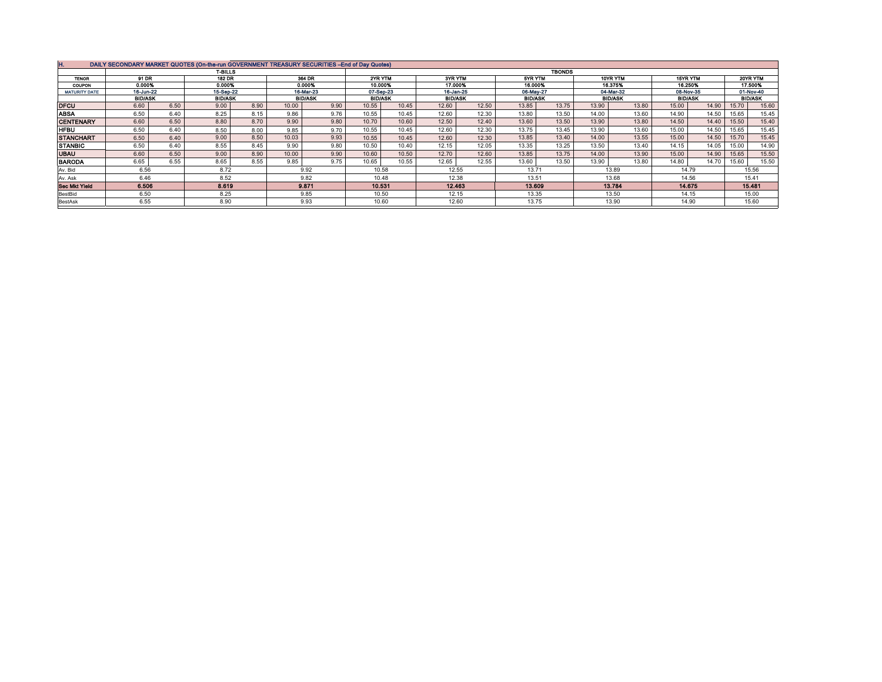| H. DAILY SECONDARY MARKET QUOTES (On-the-run GOVERNMENT TREASURY SECURITIES –End of Day Quotes) | | | | | | | | | | | | | | | | | | |
|---|---|---|---|---|---|---|---|---|---|---|---|---|---|---|---|---|---|---|
| | T-BILLS | | | | | | TBONDS | | | | | | | | | | | |
| TENOR | 91 DR | | 182 DR | | 364 DR | | 2YR YTM | | 3YR YTM | | 5YR YTM | | 10YR YTM | | 15YR YTM | | 20YR YTM | |
| COUPON | 0.000% | | 0.000% | | 0.000% | | 10.000% | | 17.000% | | 16.000% | | 16.375% | | 16.250% | | 17.500% | |
| MATURITY DATE | 16-Jun-22 | | 15-Sep-22 | | 16-Mar-23 | | 07-Sep-23 | | 16-Jan-25 | | 06-May-27 | | 04-Mar-32 | | 08-Nov-35 | | 01-Nov-40 | |
| | BID/ASK | | BID/ASK | | BID/ASK | | BID/ASK | | BID/ASK | | BID/ASK | | BID/ASK | | BID/ASK | | BID/ASK | |
| DFCU | 6.60 | 6.50 | 9.00 | 8.90 | 10.00 | 9.90 | 10.55 | 10.45 | 12.60 | 12.50 | 13.85 | 13.75 | 13.90 | 13.80 | 15.00 | 14.90 | 15.70 | 15.60 |
| ABSA | 6.50 | 6.40 | 8.25 | 8.15 | 9.86 | 9.76 | 10.55 | 10.45 | 12.60 | 12.30 | 13.80 | 13.50 | 14.00 | 13.60 | 14.90 | 14.50 | 15.65 | 15.45 |
| CENTENARY | 6.60 | 6.50 | 8.80 | 8.70 | 9.90 | 9.80 | 10.70 | 10.60 | 12.50 | 12.40 | 13.60 | 13.50 | 13.90 | 13.80 | 14.50 | 14.40 | 15.50 | 15.40 |
| HFBU | 6.50 | 6.40 | 8.50 | 8.00 | 9.85 | 9.70 | 10.55 | 10.45 | 12.60 | 12.30 | 13.75 | 13.45 | 13.90 | 13.60 | 15.00 | 14.50 | 15.65 | 15.45 |
| STANCHART | 6.50 | 6.40 | 9.00 | 8.50 | 10.03 | 9.93 | 10.55 | 10.45 | 12.60 | 12.30 | 13.85 | 13.40 | 14.00 | 13.55 | 15.00 | 14.50 | 15.70 | 15.45 |
| STANBIC | 6.50 | 6.40 | 8.55 | 8.45 | 9.90 | 9.80 | 10.50 | 10.40 | 12.15 | 12.05 | 13.35 | 13.25 | 13.50 | 13.40 | 14.15 | 14.05 | 15.00 | 14.90 |
| UBAU | 6.60 | 6.50 | 9.00 | 8.90 | 10.00 | 9.90 | 10.60 | 10.50 | 12.70 | 12.60 | 13.85 | 13.75 | 14.00 | 13.90 | 15.00 | 14.90 | 15.65 | 15.50 |
| BARODA | 6.65 | 6.55 | 8.65 | 8.55 | 9.85 | 9.75 | 10.65 | 10.55 | 12.65 | 12.55 | 13.60 | 13.50 | 13.90 | 13.80 | 14.80 | 14.70 | 15.60 | 15.50 |
| Av. Bid | 6.56 | | 8.72 | | 9.92 | | 10.58 | | 12.55 | | 13.71 | | 13.89 | | 14.79 | | 15.56 | |
| Av. Ask | 6.46 | | 8.52 | | 9.82 | | 10.48 | | 12.38 | | 13.51 | | 13.68 | | 14.56 | | 15.41 | |
| Sec Mkt Yield | 6.506 | | 8.619 | | 9.871 | | 10.531 | | 12.463 | | 13.609 | | 13.784 | | 14.675 | | 15.481 | |
| BestBid | 6.50 | | 8.25 | | 9.85 | | 10.50 | | 12.15 | | 13.35 | | 13.50 | | 14.15 | | 15.00 | |
| BestAsk | 6.55 | | 8.90 | | 9.93 | | 10.60 | | 12.60 | | 13.75 | | 13.90 | | 14.90 | | 15.60 | |